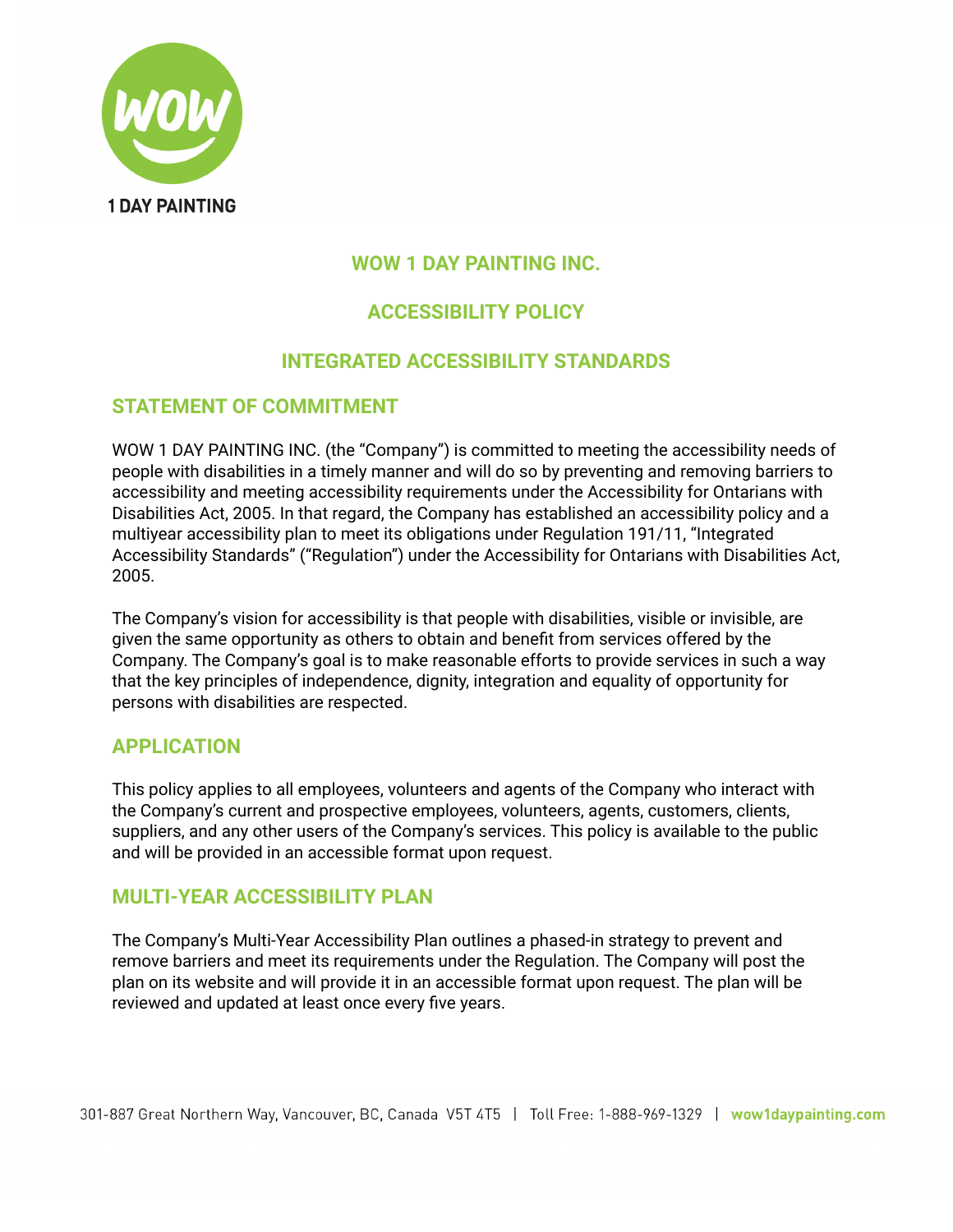# WOW 1 DAY PAINTING INC.

# ACCESSIBILITY POLICY

# INTEGRATED ACCESSIBILITY STANDARDS

## STATEMENT OF COMMITMENT

WOW 1 DAY PAINTING INC. (the "Company") is committed to meeting the accessibility needs of people with disabilities in a timely manner and will do so by preventing and removing barriers to accessibility and meeting accessibility requirements under the Accessibility for Ontarians with Disabilities Act, 2005. In that regard, the Company has established an accessibility policy and a multiyear accessibility plan to meet its obligations under Regulation 191/11, "Integrated Accessibility Standards" ("Regulation") under the Accessibility for Ontarians with Disabilities Act, 2005.

The Company's vision for accessibility is that people with disabilities, visible or invisible, are given the same opportunity as others to obtain and benefit from services offered by the Company. The Company's goal is to make reasonable efforts to provide services in such a way that the key principles of independence, dignity, integration and equality of opportunity for persons with disabilities are respected.

## APPLICATION

This policy applies to all employees, volunteers and agents of the Company who interact with the Company's current and prospective employees, volunteers, agents, customers, clients, suppliers, and any other users of the Company's services. This policy is available to the public and will be provided in an accessible format upon request.

## MULTI-YEAR ACCESSIBILITY PLAN

The Company's Multi-Year Accessibility Plan outlines a phased-in strategy to prevent and remove barriers and meet its requirements under the Regulation. The Company will post the plan on its website and will provide it in an accessible format upon request. The plan will be reviewed and updated at least once every five years.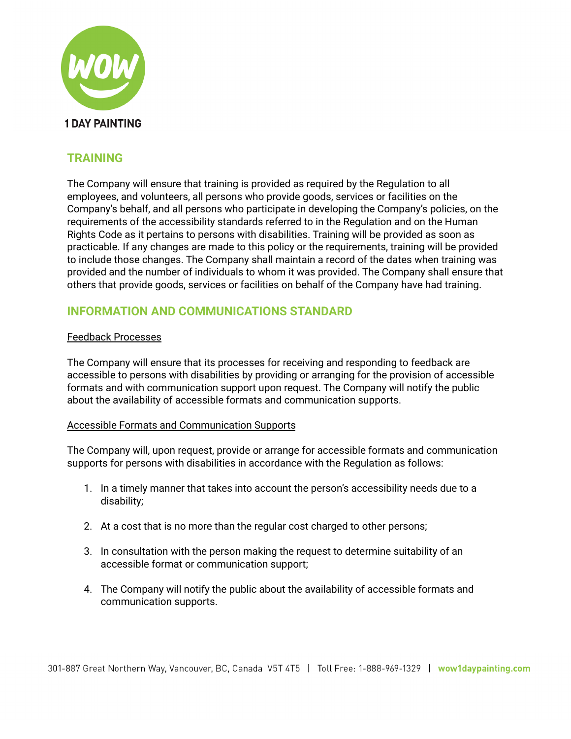## TRAINING

The Company will ensure that training is provided as required by the Regulation to all employees, and volunteers, all persons who provide goods, services or facilities on the Company's behalf, and all persons who participate in developing the Company's policies, on the requirements of the accessibility standards referred to in the Regulation and on the Human Rights Code as it pertains to persons with disabilities. Training will be provided as soon as practicable. If any changes are made to this policy or the requirements, training will be provided to include those changes. The Company shall maintain a record of the dates when training was provided and the number of individuals to whom it was provided. The Company shall ensure that others that provide goods, services or facilities on behalf of the Company have had training.

## INFORMATION AND COMMUNICATIONS STANDARD

Feedback Processes

The Company will ensure that its processes for receiving and responding to feedback are accessible to persons with disabilities by providing or arranging for the provision of accessible formats and with communication support upon request. The Company will notify the public about the availability of accessible formats and communication supports.

Accessible Formats and Communication Supports

The Company will, upon request, provide or arrange for accessible formats and communication supports for persons with disabilities in accordance with the Regulation as follows:

1. In a timely manner that takes into account the person's accessibility needs due to a disability;
2. At a cost that is no more than the regular cost charged to other persons;
3. In consultation with the person making the request to determine suitability of an accessible format or communication support;
4. The Company will notify the public about the availability of accessible formats and communication supports.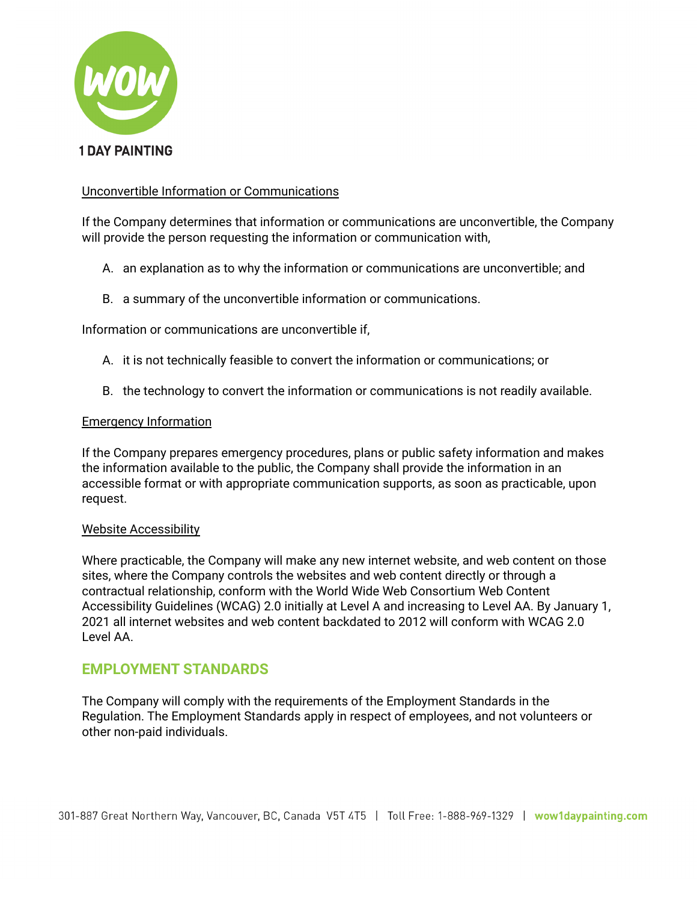Unconvertible Information or Communications

If the Company determines that information or communications are unconvertible, the Company will provide the person requesting the information or communication with,

A. an explanation as to why the information or communications are unconvertible; and

B. a summary of the unconvertible information or communications.

Information or communications are unconvertible if,

A. it is not technically feasible to convert the information or communications; or

B. the technology to convert the information or communications is not readily available.

Emergency Information

If the Company prepares emergency procedures, plans or public safety information and makes the information available to the public, the Company shall provide the information in an accessible format or with appropriate communication supports, as soon as practicable, upon request.

Website Accessibility

Where practicable, the Company will make any new internet website, and web content on those sites, where the Company controls the websites and web content directly or through a contractual relationship, conform with the World Wide Web Consortium Web Content Accessibility Guidelines (WCAG) 2.0 initially at Level A and increasing to Level AA. By January 1, 2021 all internet websites and web content backdated to 2012 will conform with WCAG 2.0 Level AA.

## EMPLOYMENT STANDARDS

The Company will comply with the requirements of the Employment Standards in the Regulation. The Employment Standards apply in respect of employees, and not volunteers or other non-paid individuals.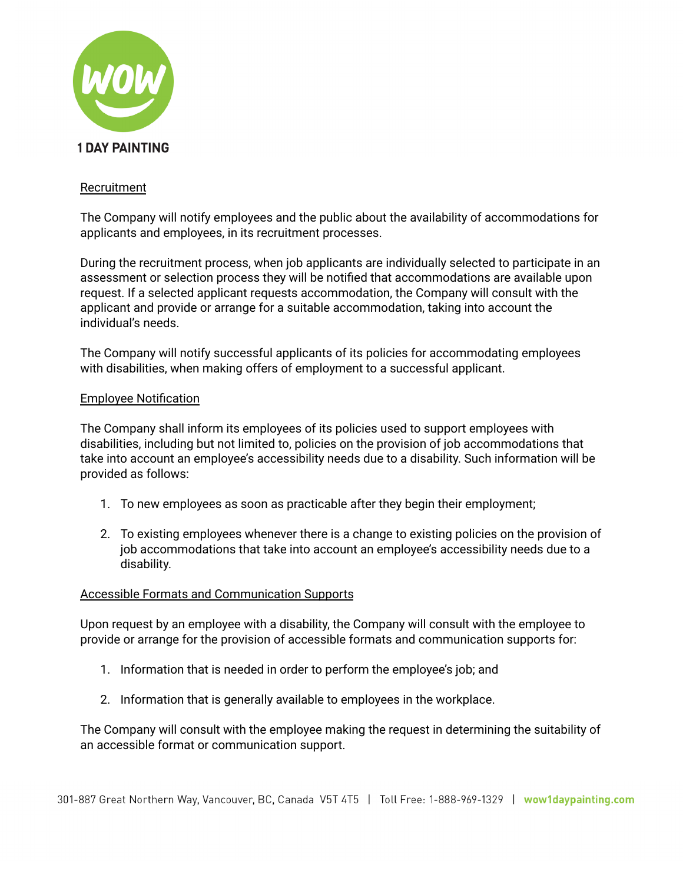<u>Recruitment</u>

The Company will notify employees and the public about the availability of accommodations for applicants and employees, in its recruitment processes.

During the recruitment process, when job applicants are individually selected to participate in an assessment or selection process they will be notified that accommodations are available upon request. If a selected applicant requests accommodation, the Company will consult with the applicant and provide or arrange for a suitable accommodation, taking into account the individual's needs.

The Company will notify successful applicants of its policies for accommodating employees with disabilities, when making offers of employment to a successful applicant.

<u>Employee Notification</u>

The Company shall inform its employees of its policies used to support employees with disabilities, including but not limited to, policies on the provision of job accommodations that take into account an employee's accessibility needs due to a disability. Such information will be provided as follows:

1. To new employees as soon as practicable after they begin their employment;

2. To existing employees whenever there is a change to existing policies on the provision of job accommodations that take into account an employee's accessibility needs due to a disability.

<u>Accessible Formats and Communication Supports</u>

Upon request by an employee with a disability, the Company will consult with the employee to provide or arrange for the provision of accessible formats and communication supports for:

1. Information that is needed in order to perform the employee's job; and

2. Information that is generally available to employees in the workplace.

The Company will consult with the employee making the request in determining the suitability of an accessible format or communication support.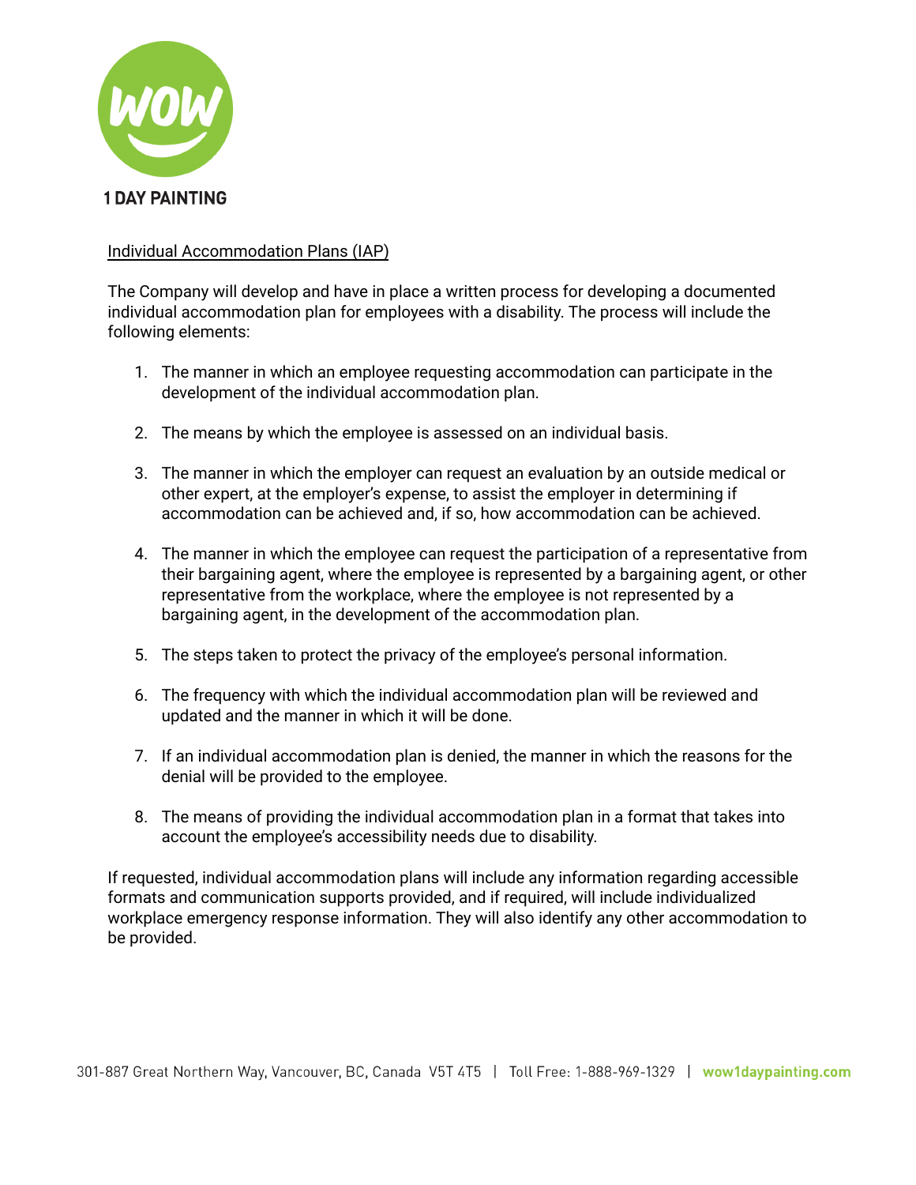## Individual Accommodation Plans (IAP)

The Company will develop and have in place a written process for developing a documented individual accommodation plan for employees with a disability. The process will include the following elements:

1. The manner in which an employee requesting accommodation can participate in the development of the individual accommodation plan.
2. The means by which the employee is assessed on an individual basis.
3. The manner in which the employer can request an evaluation by an outside medical or other expert, at the employer's expense, to assist the employer in determining if accommodation can be achieved and, if so, how accommodation can be achieved.
4. The manner in which the employee can request the participation of a representative from their bargaining agent, where the employee is represented by a bargaining agent, or other representative from the workplace, where the employee is not represented by a bargaining agent, in the development of the accommodation plan.
5. The steps taken to protect the privacy of the employee's personal information.
6. The frequency with which the individual accommodation plan will be reviewed and updated and the manner in which it will be done.
7. If an individual accommodation plan is denied, the manner in which the reasons for the denial will be provided to the employee.
8. The means of providing the individual accommodation plan in a format that takes into account the employee's accessibility needs due to disability.

If requested, individual accommodation plans will include any information regarding accessible formats and communication supports provided, and if required, will include individualized workplace emergency response information. They will also identify any other accommodation to be provided.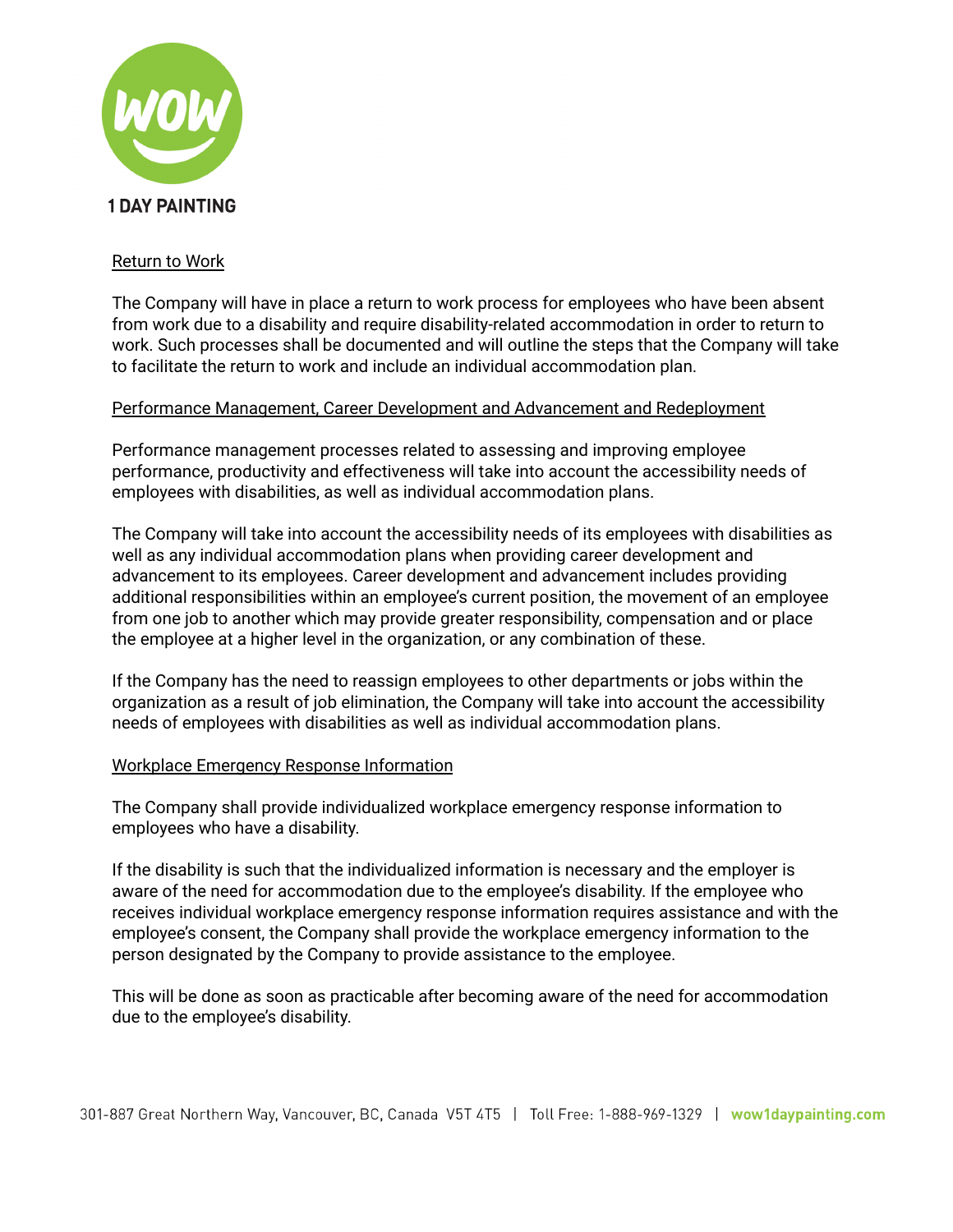## Return to Work

The Company will have in place a return to work process for employees who have been absent from work due to a disability and require disability-related accommodation in order to return to work. Such processes shall be documented and will outline the steps that the Company will take to facilitate the return to work and include an individual accommodation plan.

## Performance Management, Career Development and Advancement and Redeployment

Performance management processes related to assessing and improving employee performance, productivity and effectiveness will take into account the accessibility needs of employees with disabilities, as well as individual accommodation plans.

The Company will take into account the accessibility needs of its employees with disabilities as well as any individual accommodation plans when providing career development and advancement to its employees. Career development and advancement includes providing additional responsibilities within an employee's current position, the movement of an employee from one job to another which may provide greater responsibility, compensation and or place the employee at a higher level in the organization, or any combination of these.

If the Company has the need to reassign employees to other departments or jobs within the organization as a result of job elimination, the Company will take into account the accessibility needs of employees with disabilities as well as individual accommodation plans.

## Workplace Emergency Response Information

The Company shall provide individualized workplace emergency response information to employees who have a disability.

If the disability is such that the individualized information is necessary and the employer is aware of the need for accommodation due to the employee's disability. If the employee who receives individual workplace emergency response information requires assistance and with the employee's consent, the Company shall provide the workplace emergency information to the person designated by the Company to provide assistance to the employee.

This will be done as soon as practicable after becoming aware of the need for accommodation due to the employee's disability.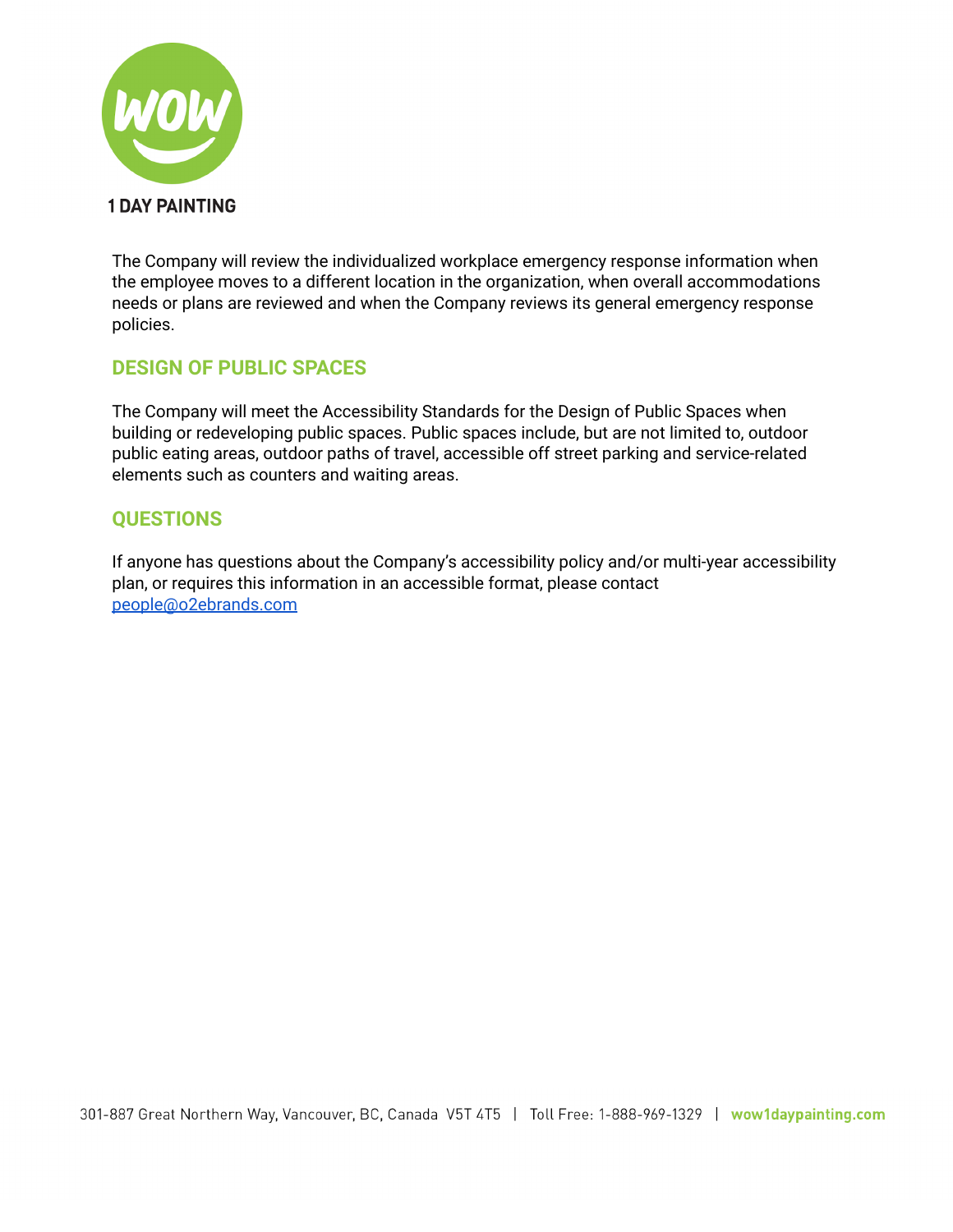The Company will review the individualized workplace emergency response information when the employee moves to a different location in the organization, when overall accommodations needs or plans are reviewed and when the Company reviews its general emergency response policies.

## DESIGN OF PUBLIC SPACES

The Company will meet the Accessibility Standards for the Design of Public Spaces when building or redeveloping public spaces. Public spaces include, but are not limited to, outdoor public eating areas, outdoor paths of travel, accessible off street parking and service-related elements such as counters and waiting areas.

## QUESTIONS

If anyone has questions about the Company's accessibility policy and/or multi-year accessibility plan, or requires this information in an accessible format, please contact [people@o2ebrands.com](mailto:people@o2ebrands.com)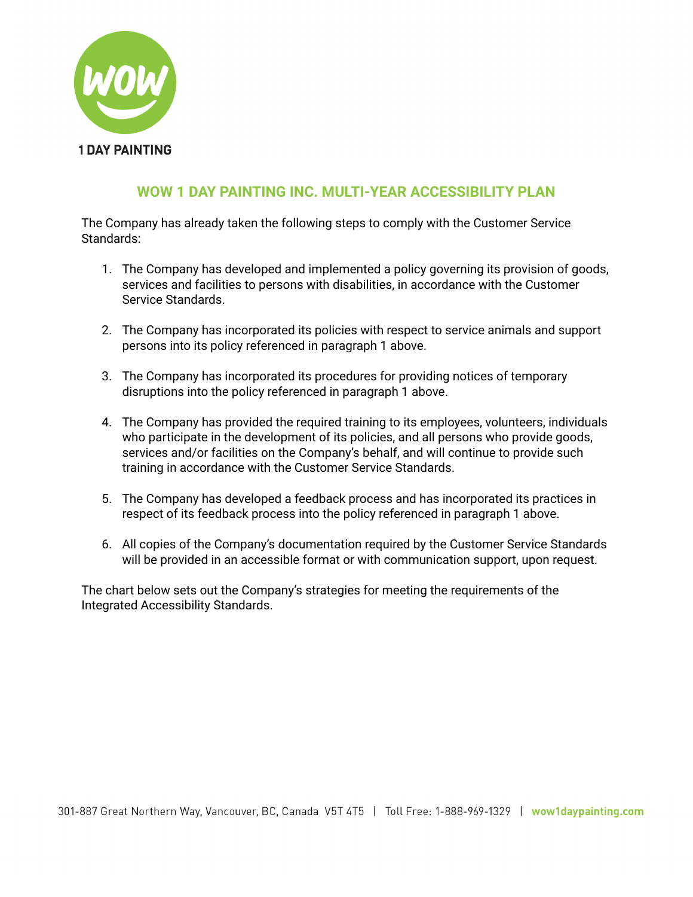# WOW 1 DAY PAINTING INC. MULTI-YEAR ACCESSIBILITY PLAN

The Company has already taken the following steps to comply with the Customer Service Standards:

1. The Company has developed and implemented a policy governing its provision of goods, services and facilities to persons with disabilities, in accordance with the Customer Service Standards.

2. The Company has incorporated its policies with respect to service animals and support persons into its policy referenced in paragraph 1 above.

3. The Company has incorporated its procedures for providing notices of temporary disruptions into the policy referenced in paragraph 1 above.

4. The Company has provided the required training to its employees, volunteers, individuals who participate in the development of its policies, and all persons who provide goods, services and/or facilities on the Company's behalf, and will continue to provide such training in accordance with the Customer Service Standards.

5. The Company has developed a feedback process and has incorporated its practices in respect of its feedback process into the policy referenced in paragraph 1 above.

6. All copies of the Company's documentation required by the Customer Service Standards will be provided in an accessible format or with communication support, upon request.

The chart below sets out the Company's strategies for meeting the requirements of the Integrated Accessibility Standards.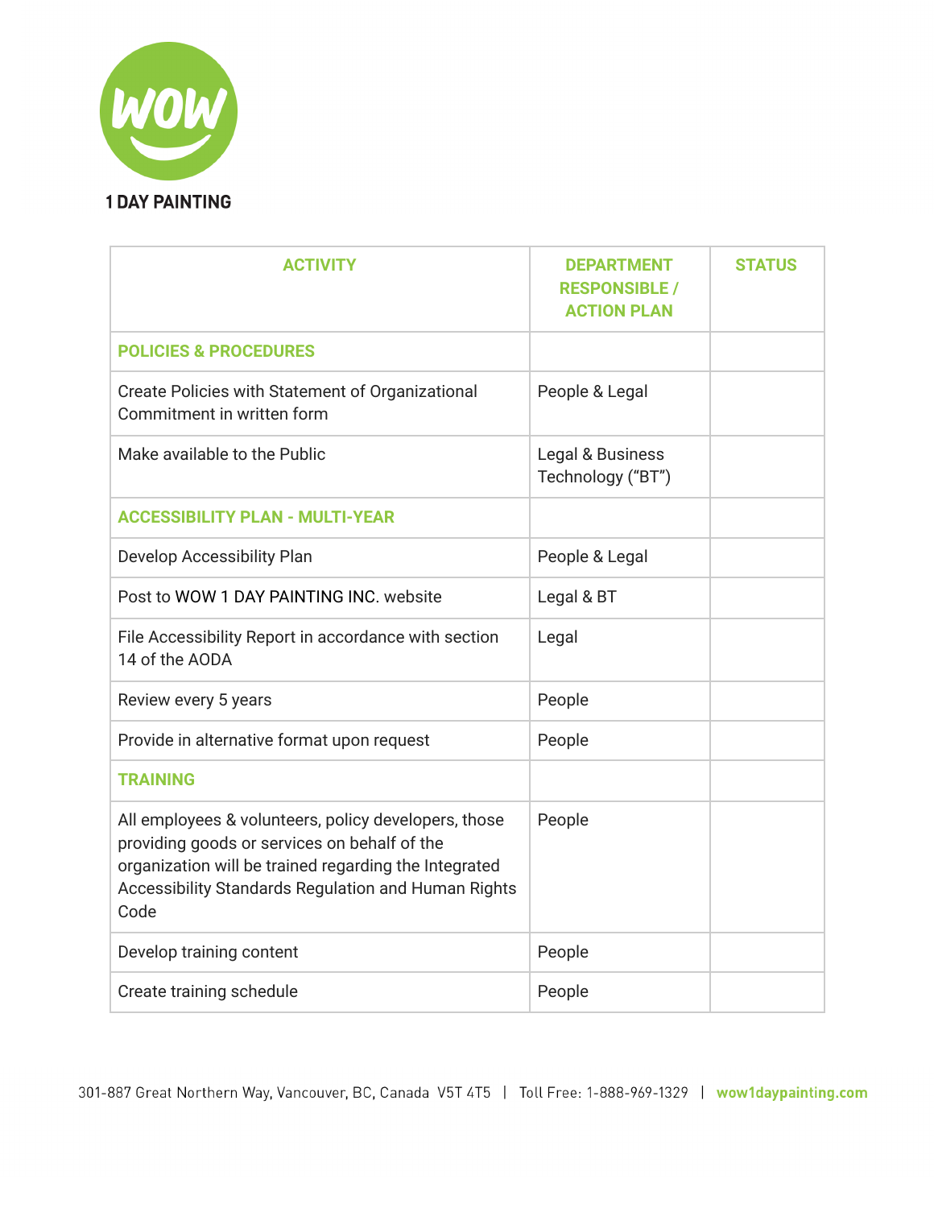| ACTIVITY | DEPARTMENT RESPONSIBLE / ACTION PLAN | STATUS |
|---|---|---|
| **POLICIES & PROCEDURES** | | |
| Create Policies with Statement of Organizational Commitment in written form | People & Legal | |
| Make available to the Public | Legal & Business Technology ("BT") | |
| **ACCESSIBILITY PLAN - MULTI-YEAR** | | |
| Develop Accessibility Plan | People & Legal | |
| Post to WOW 1 DAY PAINTING INC. website | Legal & BT | |
| File Accessibility Report in accordance with section 14 of the AODA | Legal | |
| Review every 5 years | People | |
| Provide in alternative format upon request | People | |
| **TRAINING** | | |
| All employees & volunteers, policy developers, those providing goods or services on behalf of the organization will be trained regarding the Integrated Accessibility Standards Regulation and Human Rights Code | People | |
| Develop training content | People | |
| Create training schedule | People | |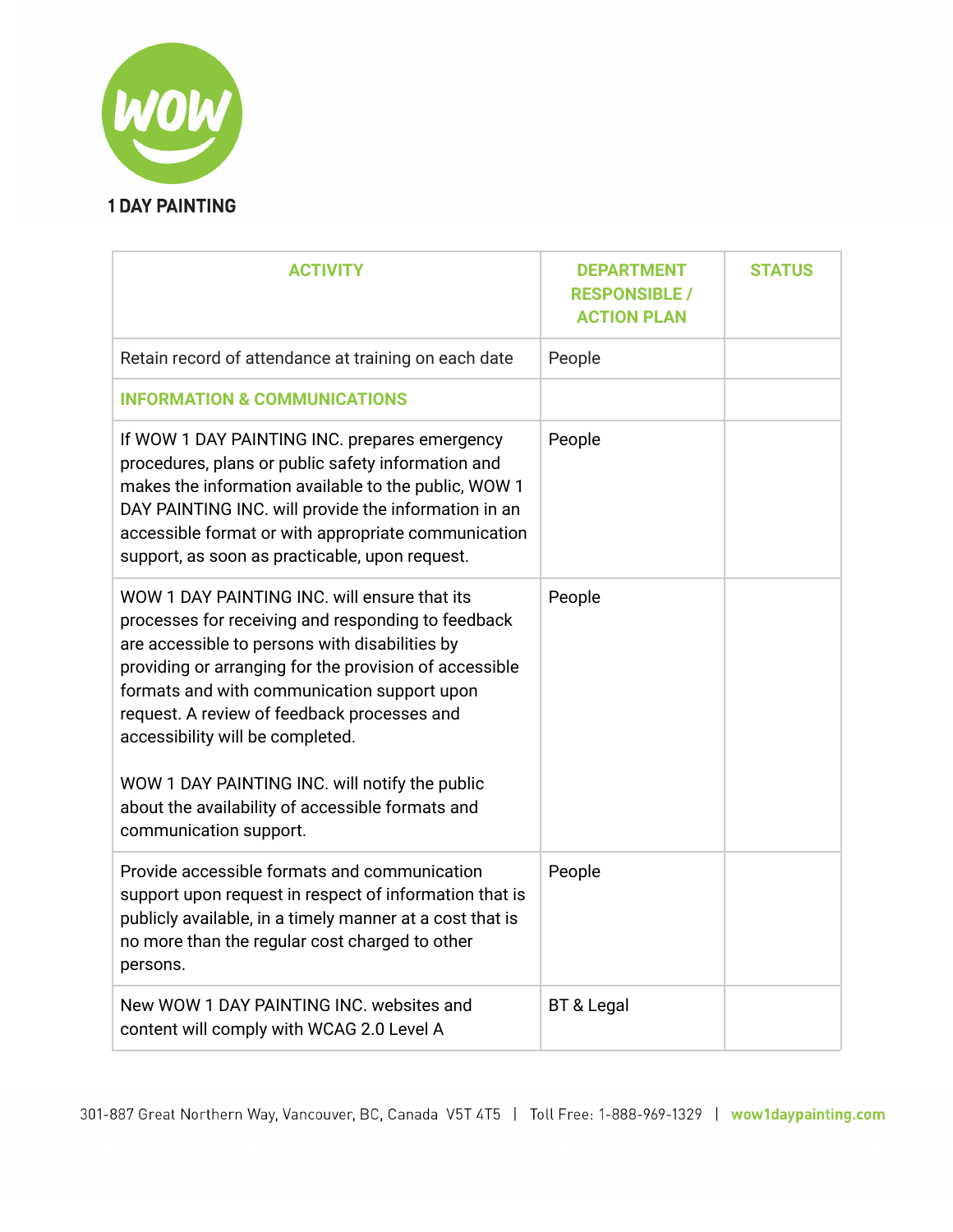| ACTIVITY | DEPARTMENT RESPONSIBLE / ACTION PLAN | STATUS |
|---|---|---|
| Retain record of attendance at training on each date | People | |
| **INFORMATION & COMMUNICATIONS** | | |
| If WOW 1 DAY PAINTING INC. prepares emergency procedures, plans or public safety information and makes the information available to the public, WOW 1 DAY PAINTING INC. will provide the information in an accessible format or with appropriate communication support, as soon as practicable, upon request. | People | |
| WOW 1 DAY PAINTING INC. will ensure that its processes for receiving and responding to feedback are accessible to persons with disabilities by providing or arranging for the provision of accessible formats and with communication support upon request. A review of feedback processes and accessibility will be completed.<br><br>WOW 1 DAY PAINTING INC. will notify the public about the availability of accessible formats and communication support. | People | |
| Provide accessible formats and communication support upon request in respect of information that is publicly available, in a timely manner at a cost that is no more than the regular cost charged to other persons. | People | |
| New WOW 1 DAY PAINTING INC. websites and content will comply with WCAG 2.0 Level A | BT & Legal | |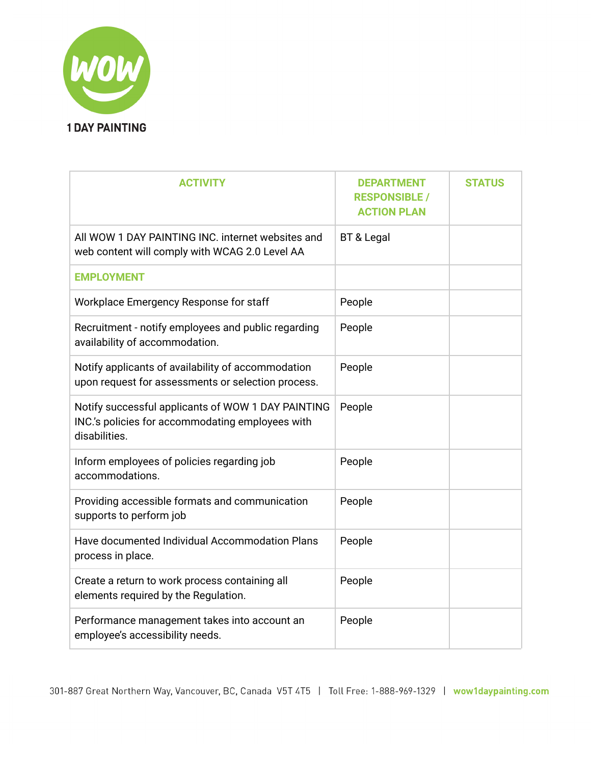1 DAY PAINTING

| ACTIVITY | DEPARTMENT RESPONSIBLE / ACTION PLAN | STATUS |
|---|---|---|
| All WOW 1 DAY PAINTING INC. internet websites and web content will comply with WCAG 2.0 Level AA | BT & Legal | |
| **EMPLOYMENT** | | |
| Workplace Emergency Response for staff | People | |
| Recruitment - notify employees and public regarding availability of accommodation. | People | |
| Notify applicants of availability of accommodation upon request for assessments or selection process. | People | |
| Notify successful applicants of WOW 1 DAY PAINTING INC.'s policies for accommodating employees with disabilities. | People | |
| Inform employees of policies regarding job accommodations. | People | |
| Providing accessible formats and communication supports to perform job | People | |
| Have documented Individual Accommodation Plans process in place. | People | |
| Create a return to work process containing all elements required by the Regulation. | People | |
| Performance management takes into account an employee's accessibility needs. | People | |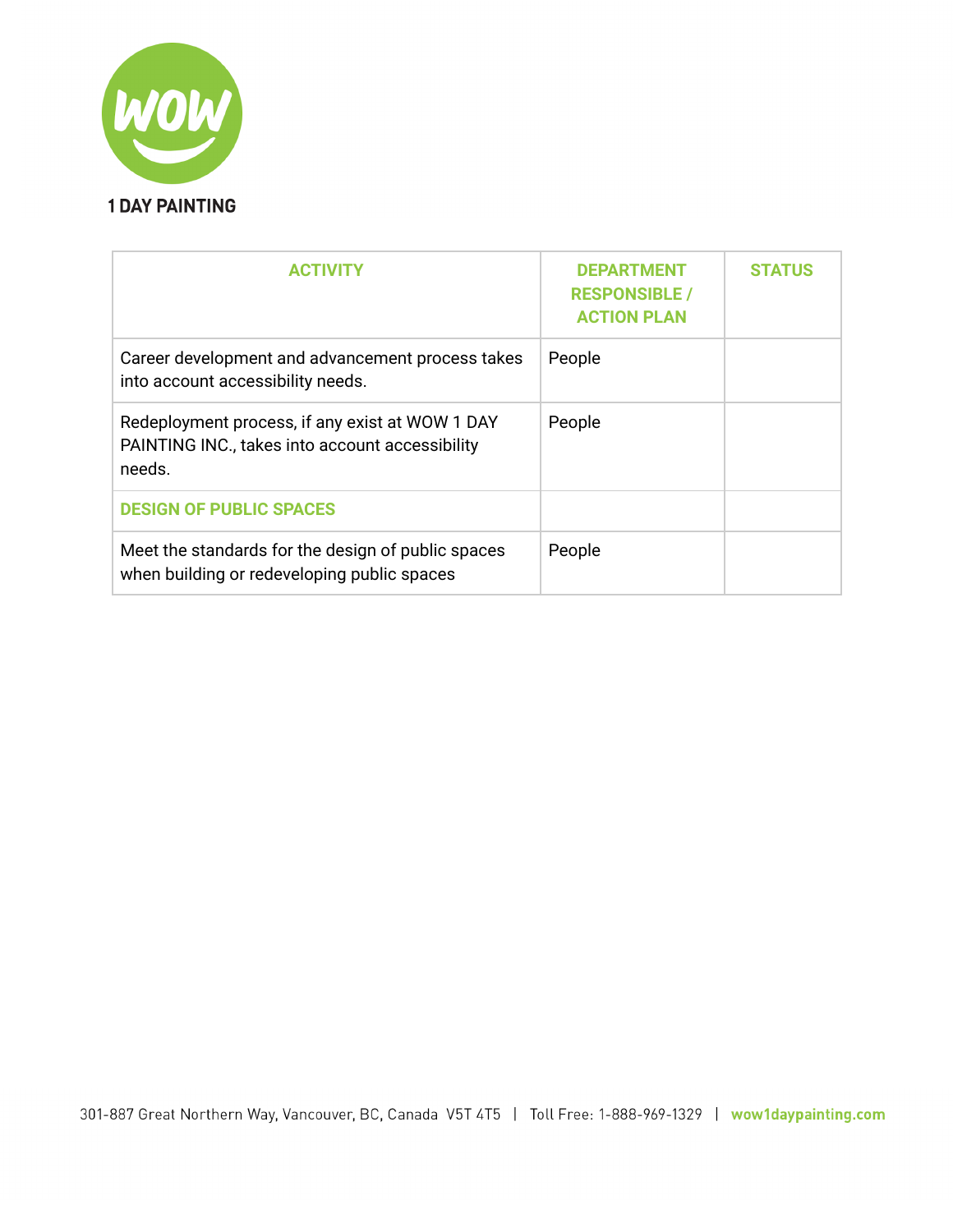| ACTIVITY | DEPARTMENT RESPONSIBLE / ACTION PLAN | STATUS |
|---|---|---|
| Career development and advancement process takes into account accessibility needs. | People | |
| Redeployment process, if any exist at WOW 1 DAY PAINTING INC., takes into account accessibility needs. | People | |
| **DESIGN OF PUBLIC SPACES** | | |
| Meet the standards for the design of public spaces when building or redeveloping public spaces | People | |